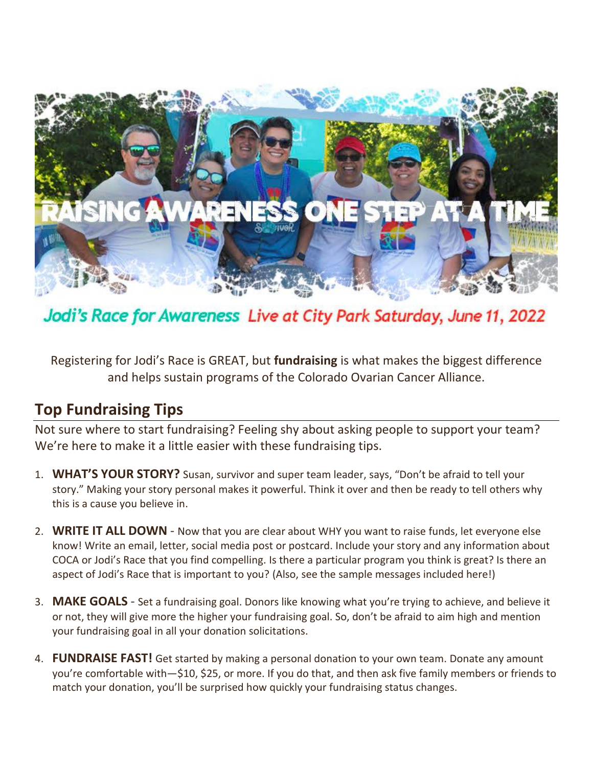RAISING AWARENESS ONE STEP AT A TIME

*Jodi's Race for Awareness* *Live at City Park Saturday, June 11, 2022*

Registering for Jodi's Race is GREAT, but **fundraising** is what makes the biggest difference and helps sustain programs of the Colorado Ovarian Cancer Alliance.

## Top Fundraising Tips

Not sure where to start fundraising? Feeling shy about asking people to support your team? We're here to make it a little easier with these fundraising tips.

1. **WHAT'S YOUR STORY?** Susan, survivor and super team leader, says, "Don't be afraid to tell your story." Making your story personal makes it powerful. Think it over and then be ready to tell others why this is a cause you believe in.
2. **WRITE IT ALL DOWN** - Now that you are clear about WHY you want to raise funds, let everyone else know! Write an email, letter, social media post or postcard. Include your story and any information about COCA or Jodi's Race that you find compelling. Is there a particular program you think is great? Is there an aspect of Jodi's Race that is important to you? (Also, see the sample messages included here!)
3. **MAKE GOALS** - Set a fundraising goal. Donors like knowing what you're trying to achieve, and believe it or not, they will give more the higher your fundraising goal. So, don't be afraid to aim high and mention your fundraising goal in all your donation solicitations.
4. **FUNDRAISE FAST!** Get started by making a personal donation to your own team. Donate any amount you're comfortable with—$10, $25, or more. If you do that, and then ask five family members or friends to match your donation, you'll be surprised how quickly your fundraising status changes.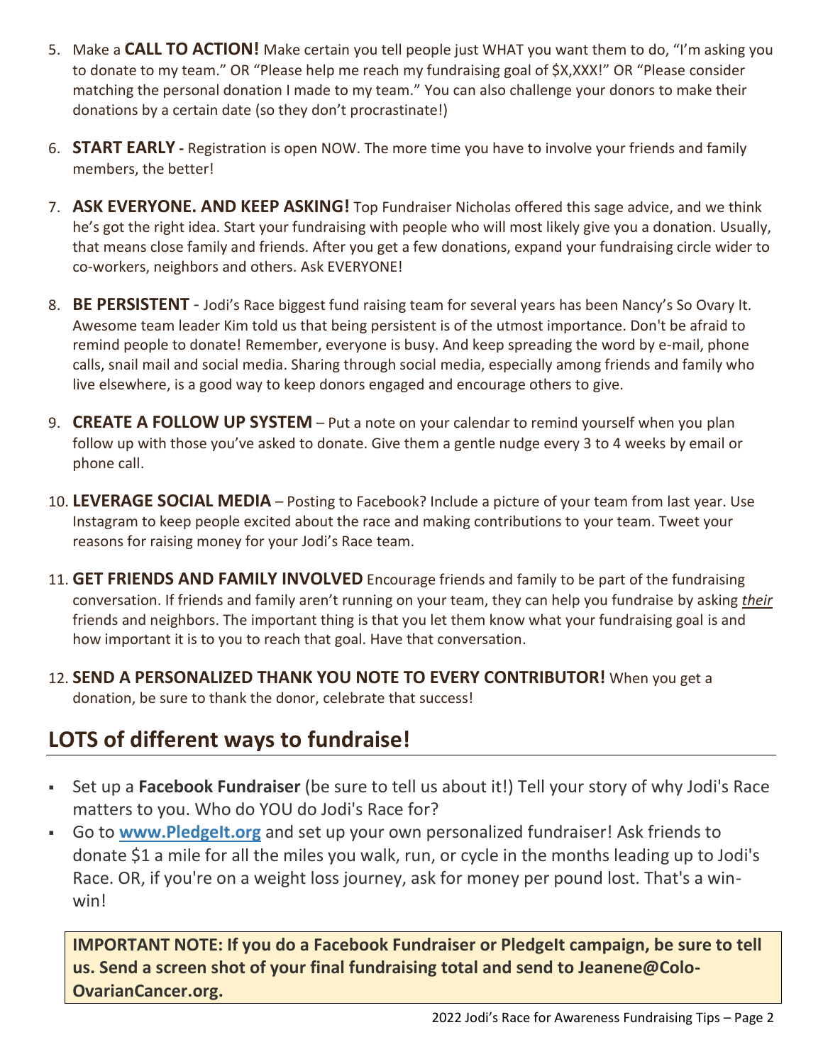5. Make a **CALL TO ACTION!** Make certain you tell people just WHAT you want them to do, "I'm asking you to donate to my team." OR "Please help me reach my fundraising goal of $X,XXX!" OR "Please consider matching the personal donation I made to my team." You can also challenge your donors to make their donations by a certain date (so they don't procrastinate!)

6. **START EARLY -** Registration is open NOW. The more time you have to involve your friends and family members, the better!

7. **ASK EVERYONE. AND KEEP ASKING!** Top Fundraiser Nicholas offered this sage advice, and we think he's got the right idea. Start your fundraising with people who will most likely give you a donation. Usually, that means close family and friends. After you get a few donations, expand your fundraising circle wider to co-workers, neighbors and others. Ask EVERYONE!

8. **BE PERSISTENT** - Jodi's Race biggest fund raising team for several years has been Nancy's So Ovary It. Awesome team leader Kim told us that being persistent is of the utmost importance. Don't be afraid to remind people to donate! Remember, everyone is busy. And keep spreading the word by e-mail, phone calls, snail mail and social media. Sharing through social media, especially among friends and family who live elsewhere, is a good way to keep donors engaged and encourage others to give.

9. **CREATE A FOLLOW UP SYSTEM** – Put a note on your calendar to remind yourself when you plan follow up with those you've asked to donate. Give them a gentle nudge every 3 to 4 weeks by email or phone call.

10. **LEVERAGE SOCIAL MEDIA** – Posting to Facebook? Include a picture of your team from last year. Use Instagram to keep people excited about the race and making contributions to your team. Tweet your reasons for raising money for your Jodi's Race team.

11. **GET FRIENDS AND FAMILY INVOLVED** Encourage friends and family to be part of the fundraising conversation. If friends and family aren't running on your team, they can help you fundraise by asking *their* friends and neighbors. The important thing is that you let them know what your fundraising goal is and how important it is to you to reach that goal. Have that conversation.

12. **SEND A PERSONALIZED THANK YOU NOTE TO EVERY CONTRIBUTOR!** When you get a donation, be sure to thank the donor, celebrate that success!

## LOTS of different ways to fundraise!

- Set up a **Facebook Fundraiser** (be sure to tell us about it!) Tell your story of why Jodi's Race matters to you. Who do YOU do Jodi's Race for?
- Go to **www.PledgeIt.org** and set up your own personalized fundraiser! Ask friends to donate $1 a mile for all the miles you walk, run, or cycle in the months leading up to Jodi's Race. OR, if you're on a weight loss journey, ask for money per pound lost. That's a win-win!

**IMPORTANT NOTE: If you do a Facebook Fundraiser or PledgeIt campaign, be sure to tell us. Send a screen shot of your final fundraising total and send to Jeanene@Colo-OvarianCancer.org.**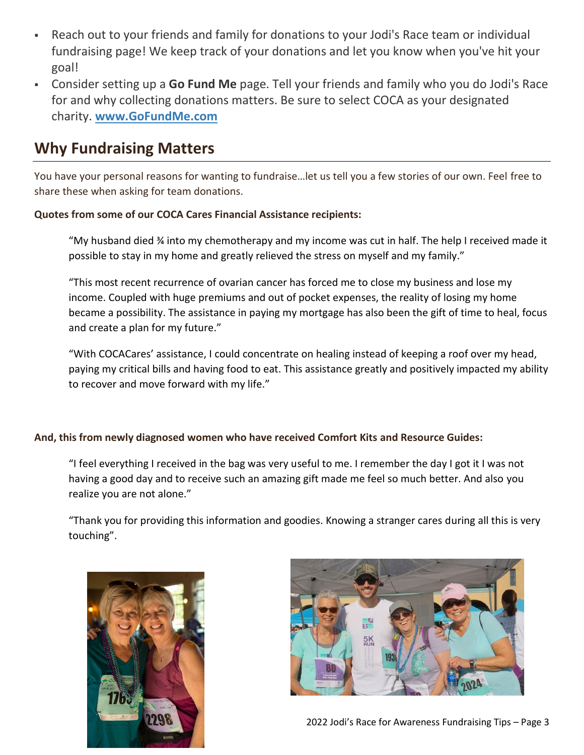- Reach out to your friends and family for donations to your Jodi's Race team or individual fundraising page! We keep track of your donations and let you know when you've hit your goal!
- Consider setting up a **Go Fund Me** page. Tell your friends and family who you do Jodi's Race for and why collecting donations matters. Be sure to select COCA as your designated charity. **www.GoFundMe.com**

## Why Fundraising Matters

You have your personal reasons for wanting to fundraise…let us tell you a few stories of our own. Feel free to share these when asking for team donations.

**Quotes from some of our COCA Cares Financial Assistance recipients:**

> "My husband died ¾ into my chemotherapy and my income was cut in half. The help I received made it possible to stay in my home and greatly relieved the stress on myself and my family."
>
> "This most recent recurrence of ovarian cancer has forced me to close my business and lose my income. Coupled with huge premiums and out of pocket expenses, the reality of losing my home became a possibility. The assistance in paying my mortgage has also been the gift of time to heal, focus and create a plan for my future."
>
> "With COCACares' assistance, I could concentrate on healing instead of keeping a roof over my head, paying my critical bills and having food to eat. This assistance greatly and positively impacted my ability to recover and move forward with my life."

**And, this from newly diagnosed women who have received Comfort Kits and Resource Guides:**

> "I feel everything I received in the bag was very useful to me. I remember the day I got it I was not having a good day and to receive such an amazing gift made me feel so much better. And also you realize you are not alone."
>
> "Thank you for providing this information and goodies. Knowing a stranger cares during all this is very touching".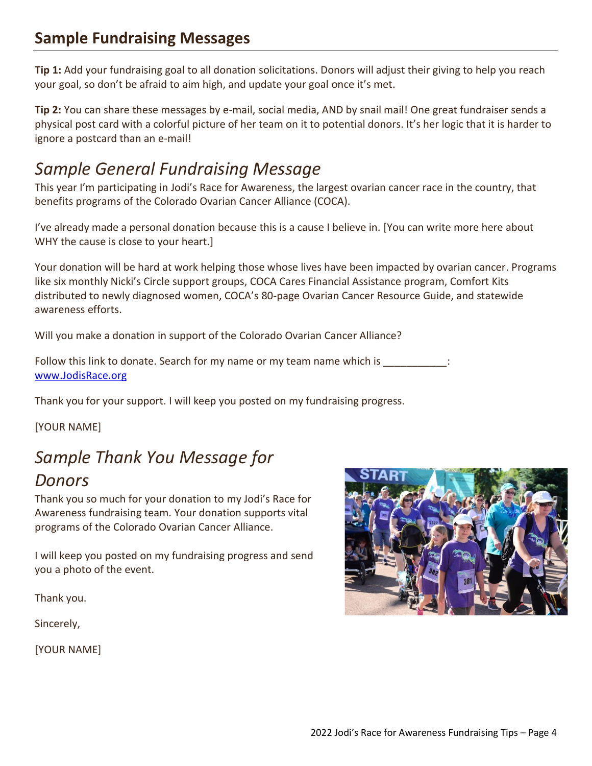## Sample Fundraising Messages

**Tip 1:** Add your fundraising goal to all donation solicitations. Donors will adjust their giving to help you reach your goal, so don't be afraid to aim high, and update your goal once it's met.

**Tip 2:** You can share these messages by e-mail, social media, AND by snail mail! One great fundraiser sends a physical post card with a colorful picture of her team on it to potential donors. It's her logic that it is harder to ignore a postcard than an e-mail!

### *Sample General Fundraising Message*

This year I'm participating in Jodi's Race for Awareness, the largest ovarian cancer race in the country, that benefits programs of the Colorado Ovarian Cancer Alliance (COCA).

I've already made a personal donation because this is a cause I believe in. [You can write more here about WHY the cause is close to your heart.]

Your donation will be hard at work helping those whose lives have been impacted by ovarian cancer. Programs like six monthly Nicki's Circle support groups, COCA Cares Financial Assistance program, Comfort Kits distributed to newly diagnosed women, COCA's 80-page Ovarian Cancer Resource Guide, and statewide awareness efforts.

Will you make a donation in support of the Colorado Ovarian Cancer Alliance?

Follow this link to donate. Search for my name or my team name which is ___________: www.JodisRace.org

Thank you for your support. I will keep you posted on my fundraising progress.

[YOUR NAME]

### *Sample Thank You Message for Donors*

Thank you so much for your donation to my Jodi's Race for Awareness fundraising team. Your donation supports vital programs of the Colorado Ovarian Cancer Alliance.

I will keep you posted on my fundraising progress and send you a photo of the event.

Thank you.

Sincerely,

[YOUR NAME]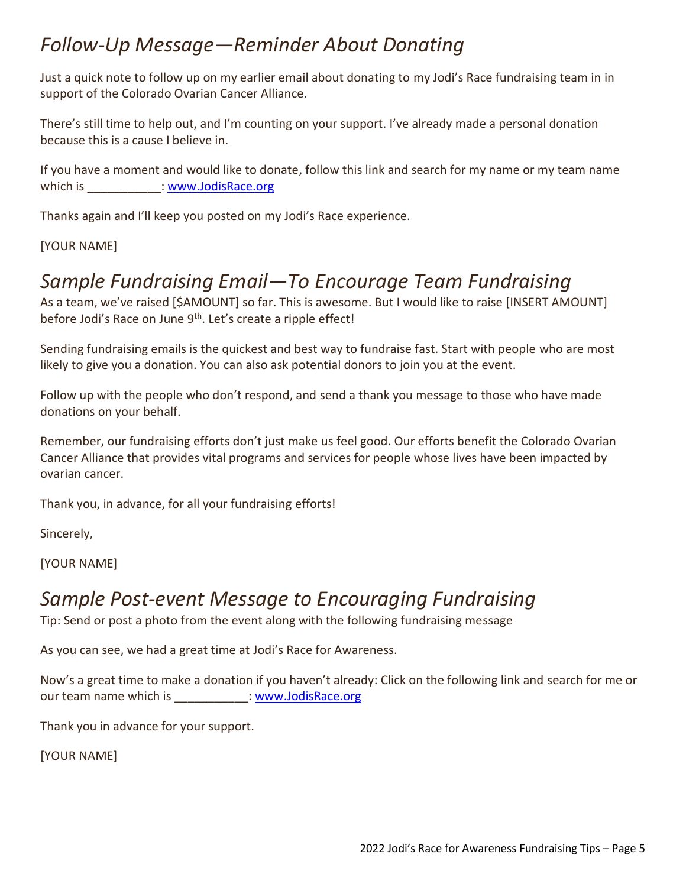## *Follow-Up Message—Reminder About Donating*

Just a quick note to follow up on my earlier email about donating to my Jodi's Race fundraising team in in support of the Colorado Ovarian Cancer Alliance.

There's still time to help out, and I'm counting on your support. I've already made a personal donation because this is a cause I believe in.

If you have a moment and would like to donate, follow this link and search for my name or my team name which is ___________: [www.JodisRace.org](http://www.JodisRace.org)

Thanks again and I'll keep you posted on my Jodi's Race experience.

[YOUR NAME]

## *Sample Fundraising Email—To Encourage Team Fundraising*

As a team, we've raised [$AMOUNT] so far. This is awesome. But I would like to raise [INSERT AMOUNT] before Jodi's Race on June 9th. Let's create a ripple effect!

Sending fundraising emails is the quickest and best way to fundraise fast. Start with people who are most likely to give you a donation. You can also ask potential donors to join you at the event.

Follow up with the people who don't respond, and send a thank you message to those who have made donations on your behalf.

Remember, our fundraising efforts don't just make us feel good. Our efforts benefit the Colorado Ovarian Cancer Alliance that provides vital programs and services for people whose lives have been impacted by ovarian cancer.

Thank you, in advance, for all your fundraising efforts!

Sincerely,

[YOUR NAME]

## *Sample Post-event Message to Encouraging Fundraising*

Tip: Send or post a photo from the event along with the following fundraising message

As you can see, we had a great time at Jodi's Race for Awareness.

Now's a great time to make a donation if you haven't already: Click on the following link and search for me or our team name which is ___________: [www.JodisRace.org](http://www.JodisRace.org)

Thank you in advance for your support.

[YOUR NAME]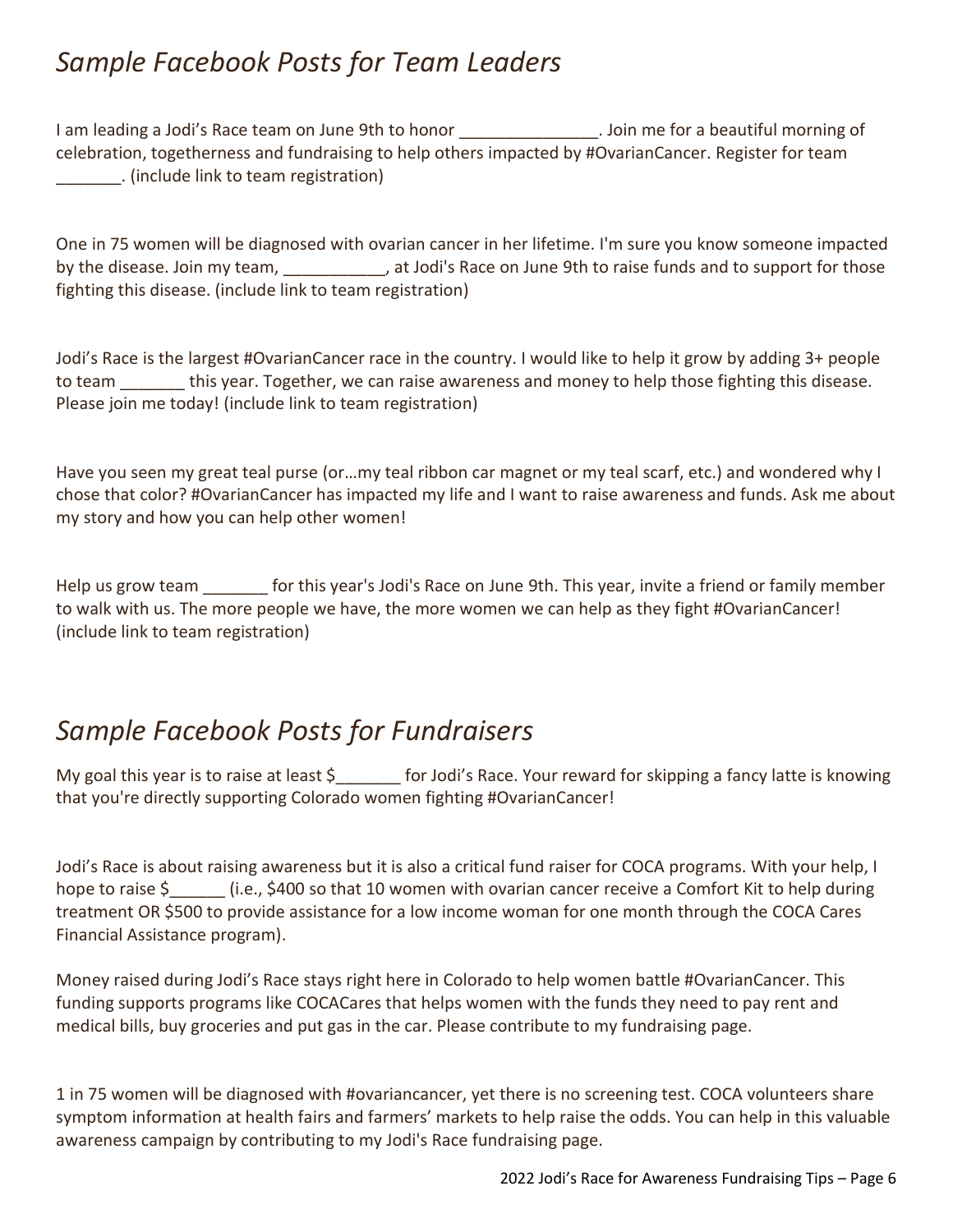## *Sample Facebook Posts for Team Leaders*

I am leading a Jodi's Race team on June 9th to honor _______________. Join me for a beautiful morning of celebration, togetherness and fundraising to help others impacted by #OvarianCancer. Register for team _______. (include link to team registration)

One in 75 women will be diagnosed with ovarian cancer in her lifetime. I'm sure you know someone impacted by the disease. Join my team, ___________, at Jodi's Race on June 9th to raise funds and to support for those fighting this disease. (include link to team registration)

Jodi's Race is the largest #OvarianCancer race in the country. I would like to help it grow by adding 3+ people to team _______ this year. Together, we can raise awareness and money to help those fighting this disease. Please join me today! (include link to team registration)

Have you seen my great teal purse (or…my teal ribbon car magnet or my teal scarf, etc.) and wondered why I chose that color? #OvarianCancer has impacted my life and I want to raise awareness and funds. Ask me about my story and how you can help other women!

Help us grow team _______ for this year's Jodi's Race on June 9th. This year, invite a friend or family member to walk with us. The more people we have, the more women we can help as they fight #OvarianCancer! (include link to team registration)

## *Sample Facebook Posts for Fundraisers*

My goal this year is to raise at least $_______ for Jodi's Race. Your reward for skipping a fancy latte is knowing that you're directly supporting Colorado women fighting #OvarianCancer!

Jodi's Race is about raising awareness but it is also a critical fund raiser for COCA programs. With your help, I hope to raise $______ (i.e., $400 so that 10 women with ovarian cancer receive a Comfort Kit to help during treatment OR $500 to provide assistance for a low income woman for one month through the COCA Cares Financial Assistance program).

Money raised during Jodi's Race stays right here in Colorado to help women battle #OvarianCancer. This funding supports programs like COCACares that helps women with the funds they need to pay rent and medical bills, buy groceries and put gas in the car. Please contribute to my fundraising page.

1 in 75 women will be diagnosed with #ovariancancer, yet there is no screening test. COCA volunteers share symptom information at health fairs and farmers' markets to help raise the odds. You can help in this valuable awareness campaign by contributing to my Jodi's Race fundraising page.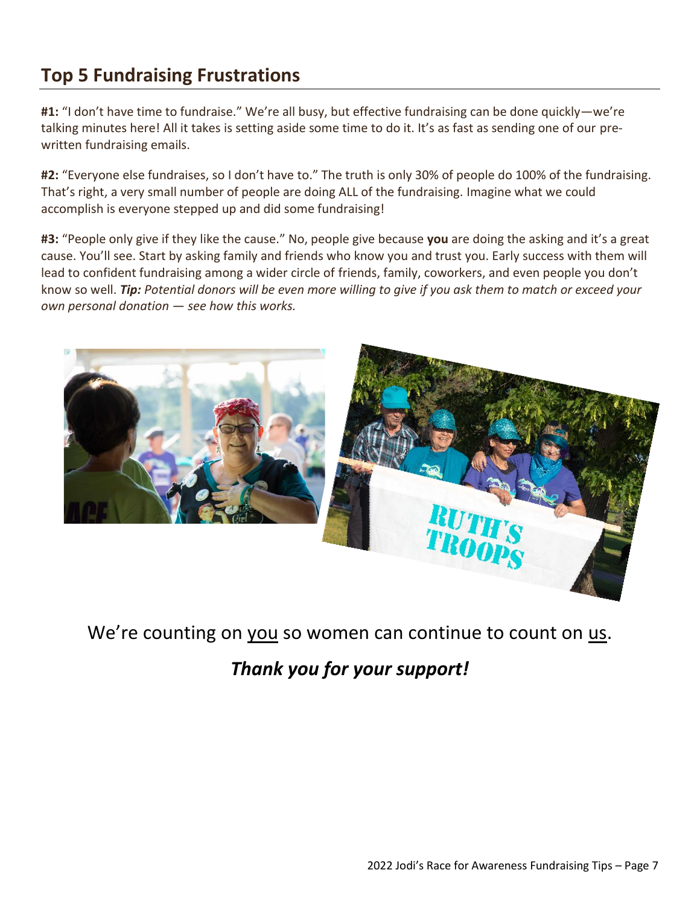## Top 5 Fundraising Frustrations

**#1:** "I don't have time to fundraise." We're all busy, but effective fundraising can be done quickly—we're talking minutes here! All it takes is setting aside some time to do it. It's as fast as sending one of our pre-written fundraising emails.

**#2:** "Everyone else fundraises, so I don't have to." The truth is only 30% of people do 100% of the fundraising. That's right, a very small number of people are doing ALL of the fundraising. Imagine what we could accomplish is everyone stepped up and did some fundraising!

**#3:** "People only give if they like the cause." No, people give because **you** are doing the asking and it's a great cause. You'll see. Start by asking family and friends who know you and trust you. Early success with them will lead to confident fundraising among a wider circle of friends, family, coworkers, and even people you don't know so well. ***Tip:*** *Potential donors will be even more willing to give if you ask them to match or exceed your own personal donation — see how this works.*

We're counting on <u>you</u> so women can continue to count on <u>us</u>.

***Thank you for your support!***